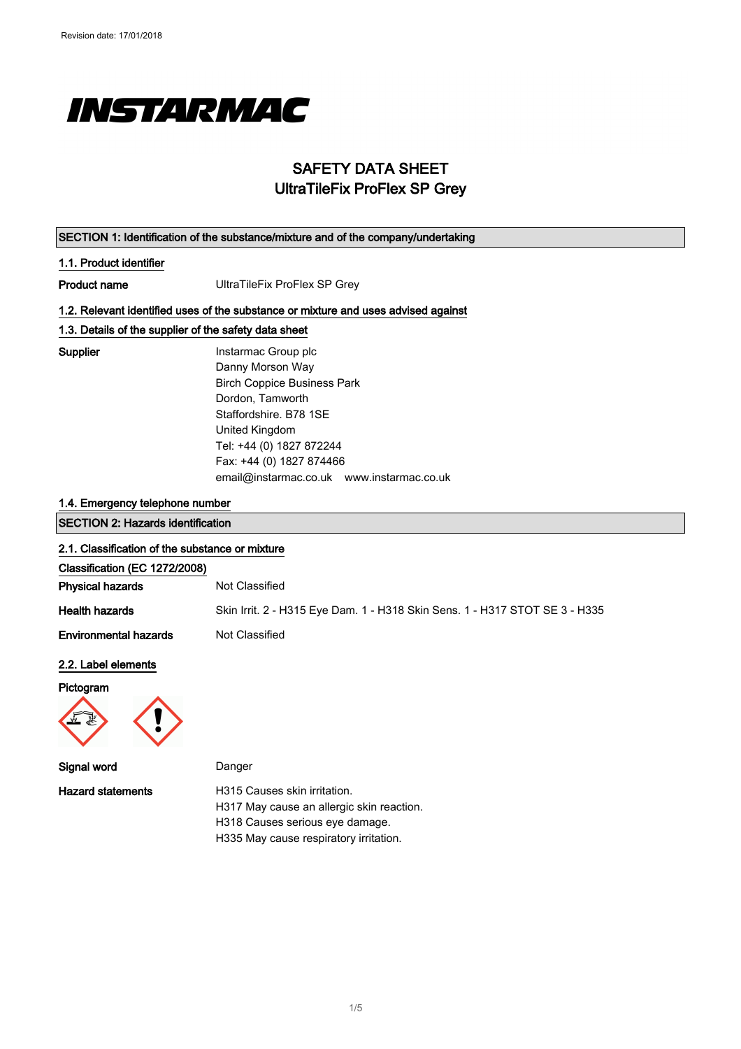Revision date: 17/01/2018

# INSTARMAC

# SAFETY DATA SHEET
# UltraTileFix ProFlex SP Grey

## SECTION 1: Identification of the substance/mixture and of the company/undertaking

### 1.1. Product identifier

**Product name** UltraTileFix ProFlex SP Grey

### 1.2. Relevant identified uses of the substance or mixture and uses advised against

### 1.3. Details of the supplier of the safety data sheet

**Supplier**
Instarmac Group plc
Danny Morson Way
Birch Coppice Business Park
Dordon, Tamworth
Staffordshire. B78 1SE
United Kingdom
Tel: +44 (0) 1827 872244
Fax: +44 (0) 1827 874466
email@instarmac.co.uk www.instarmac.co.uk

### 1.4. Emergency telephone number

## SECTION 2: Hazards identification

### 2.1. Classification of the substance or mixture

**Classification (EC 1272/2008)**

**Physical hazards** Not Classified

**Health hazards** Skin Irrit. 2 - H315 Eye Dam. 1 - H318 Skin Sens. 1 - H317 STOT SE 3 - H335

**Environmental hazards** Not Classified

### 2.2. Label elements

**Pictogram**

**Signal word** Danger

**Hazard statements**
H315 Causes skin irritation.
H317 May cause an allergic skin reaction.
H318 Causes serious eye damage.
H335 May cause respiratory irritation.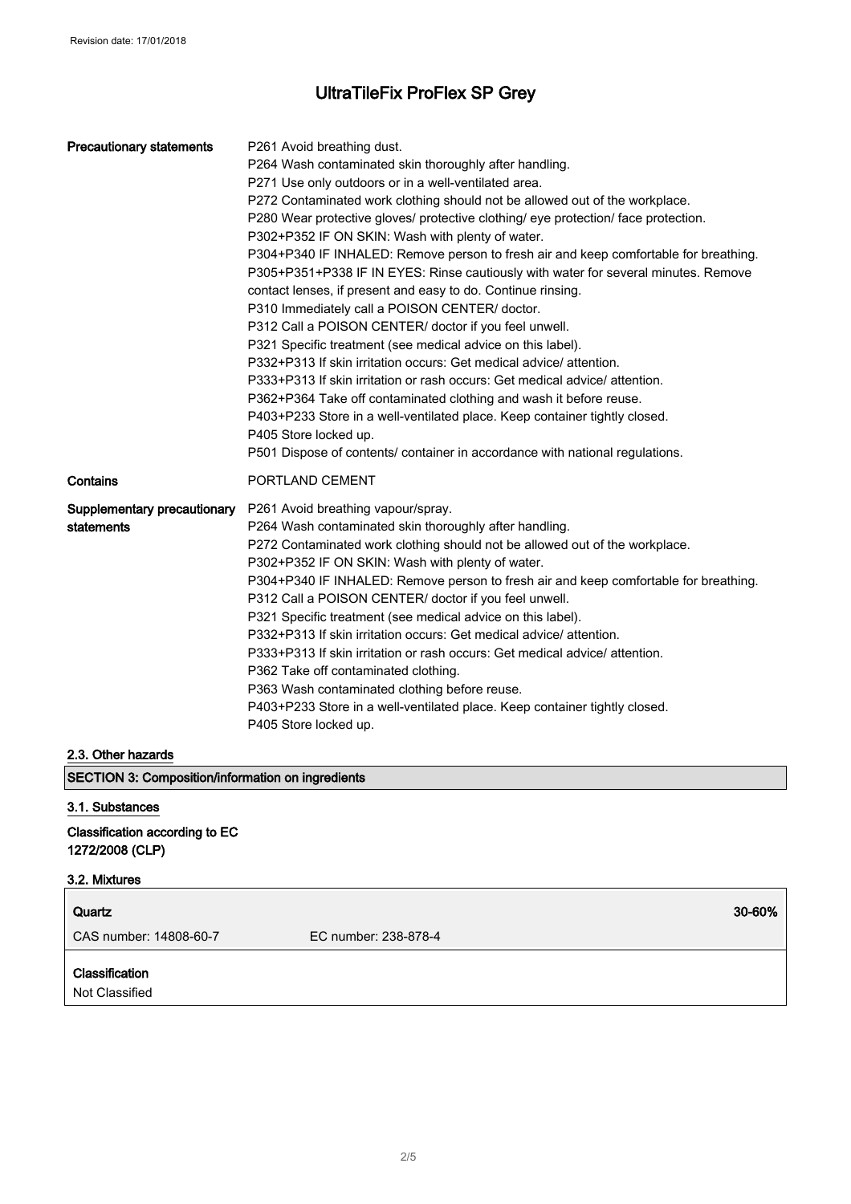**Precautionary statements**

P261 Avoid breathing dust.
P264 Wash contaminated skin thoroughly after handling.
P271 Use only outdoors or in a well-ventilated area.
P272 Contaminated work clothing should not be allowed out of the workplace.
P280 Wear protective gloves/ protective clothing/ eye protection/ face protection.
P302+P352 IF ON SKIN: Wash with plenty of water.
P304+P340 IF INHALED: Remove person to fresh air and keep comfortable for breathing.
P305+P351+P338 IF IN EYES: Rinse cautiously with water for several minutes. Remove contact lenses, if present and easy to do. Continue rinsing.
P310 Immediately call a POISON CENTER/ doctor.
P312 Call a POISON CENTER/ doctor if you feel unwell.
P321 Specific treatment (see medical advice on this label).
P332+P313 If skin irritation occurs: Get medical advice/ attention.
P333+P313 If skin irritation or rash occurs: Get medical advice/ attention.
P362+P364 Take off contaminated clothing and wash it before reuse.
P403+P233 Store in a well-ventilated place. Keep container tightly closed.
P405 Store locked up.
P501 Dispose of contents/ container in accordance with national regulations.

**Contains**

PORTLAND CEMENT

**Supplementary precautionary statements**

P261 Avoid breathing vapour/spray.
P264 Wash contaminated skin thoroughly after handling.
P272 Contaminated work clothing should not be allowed out of the workplace.
P302+P352 IF ON SKIN: Wash with plenty of water.
P304+P340 IF INHALED: Remove person to fresh air and keep comfortable for breathing.
P312 Call a POISON CENTER/ doctor if you feel unwell.
P321 Specific treatment (see medical advice on this label).
P332+P313 If skin irritation occurs: Get medical advice/ attention.
P333+P313 If skin irritation or rash occurs: Get medical advice/ attention.
P362 Take off contaminated clothing.
P363 Wash contaminated clothing before reuse.
P403+P233 Store in a well-ventilated place. Keep container tightly closed.
P405 Store locked up.

### 2.3. Other hazards

## SECTION 3: Composition/information on ingredients

### 3.1. Substances

**Classification according to EC 1272/2008 (CLP)**

### 3.2. Mixtures

| **Quartz** | | **30-60%** |
|---|---|---|
| CAS number: 14808-60-7 | EC number: 238-878-4 | |

**Classification**
Not Classified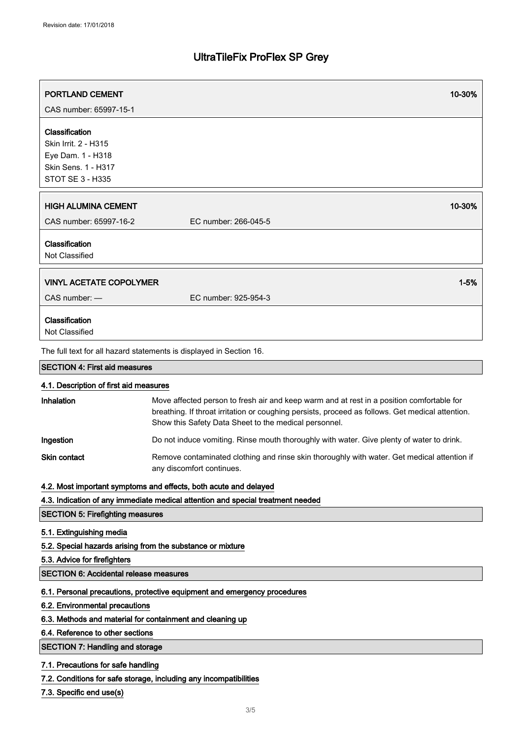| PORTLAND CEMENT | | 10-30% |
| --- | --- | --- |
| CAS number: 65997-15-1 | | |

**Classification**
Skin Irrit. 2 - H315
Eye Dam. 1 - H318
Skin Sens. 1 - H317
STOT SE 3 - H335

| HIGH ALUMINA CEMENT | | 10-30% |
| --- | --- | --- |
| CAS number: 65997-16-2 | EC number: 266-045-5 | |

**Classification**
Not Classified

| VINYL ACETATE COPOLYMER | | 1-5% |
| --- | --- | --- |
| CAS number: — | EC number: 925-954-3 | |

**Classification**
Not Classified

The full text for all hazard statements is displayed in Section 16.

## SECTION 4: First aid measures

### 4.1. Description of first aid measures

| | |
| --- | --- |
| **Inhalation** | Move affected person to fresh air and keep warm and at rest in a position comfortable for breathing. If throat irritation or coughing persists, proceed as follows. Get medical attention. Show this Safety Data Sheet to the medical personnel. |
| **Ingestion** | Do not induce vomiting. Rinse mouth thoroughly with water. Give plenty of water to drink. |
| **Skin contact** | Remove contaminated clothing and rinse skin thoroughly with water. Get medical attention if any discomfort continues. |

### 4.2. Most important symptoms and effects, both acute and delayed

### 4.3. Indication of any immediate medical attention and special treatment needed

## SECTION 5: Firefighting measures

### 5.1. Extinguishing media

### 5.2. Special hazards arising from the substance or mixture

### 5.3. Advice for firefighters

## SECTION 6: Accidental release measures

### 6.1. Personal precautions, protective equipment and emergency procedures

### 6.2. Environmental precautions

### 6.3. Methods and material for containment and cleaning up

### 6.4. Reference to other sections

## SECTION 7: Handling and storage

### 7.1. Precautions for safe handling

### 7.2. Conditions for safe storage, including any incompatibilities

### 7.3. Specific end use(s)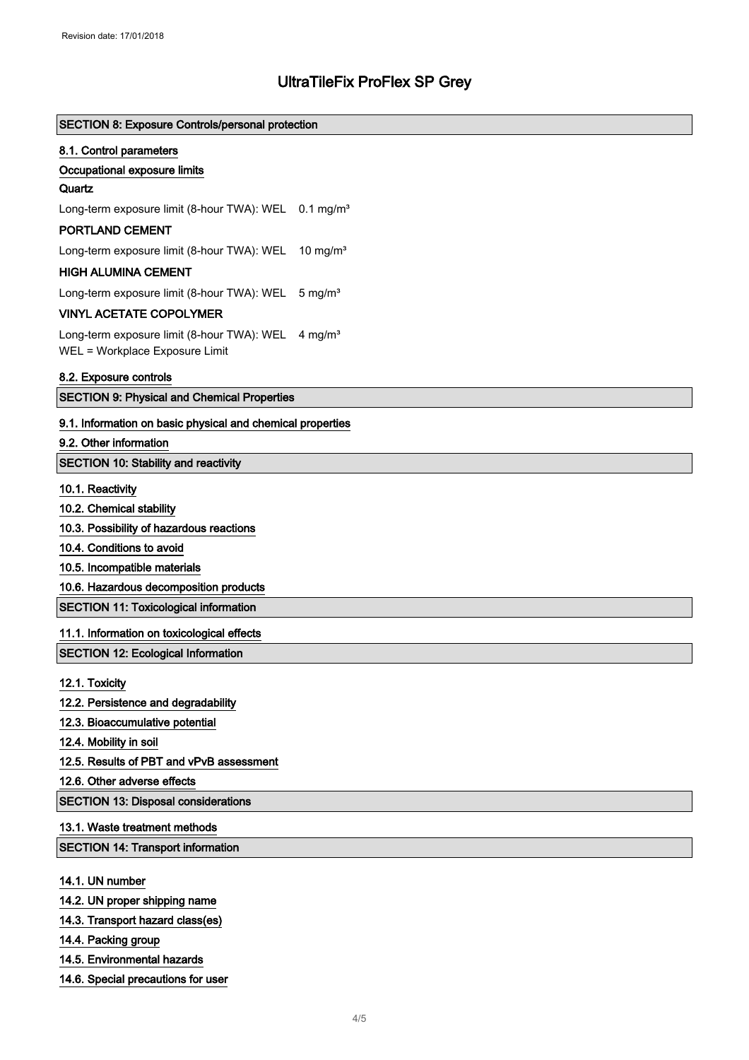# UltraTileFix ProFlex SP Grey

## SECTION 8: Exposure Controls/personal protection

### 8.1. Control parameters

#### Occupational exposure limits

**Quartz**

Long-term exposure limit (8-hour TWA): WEL 0.1 mg/m³

**PORTLAND CEMENT**

Long-term exposure limit (8-hour TWA): WEL 10 mg/m³

**HIGH ALUMINA CEMENT**

Long-term exposure limit (8-hour TWA): WEL 5 mg/m³

**VINYL ACETATE COPOLYMER**

Long-term exposure limit (8-hour TWA): WEL 4 mg/m³
WEL = Workplace Exposure Limit

### 8.2. Exposure controls

## SECTION 9: Physical and Chemical Properties

### 9.1. Information on basic physical and chemical properties

### 9.2. Other information

## SECTION 10: Stability and reactivity

### 10.1. Reactivity

### 10.2. Chemical stability

### 10.3. Possibility of hazardous reactions

### 10.4. Conditions to avoid

### 10.5. Incompatible materials

### 10.6. Hazardous decomposition products

## SECTION 11: Toxicological information

### 11.1. Information on toxicological effects

## SECTION 12: Ecological Information

### 12.1. Toxicity

### 12.2. Persistence and degradability

### 12.3. Bioaccumulative potential

### 12.4. Mobility in soil

### 12.5. Results of PBT and vPvB assessment

### 12.6. Other adverse effects

## SECTION 13: Disposal considerations

### 13.1. Waste treatment methods

## SECTION 14: Transport information

### 14.1. UN number

### 14.2. UN proper shipping name

### 14.3. Transport hazard class(es)

### 14.4. Packing group

### 14.5. Environmental hazards

### 14.6. Special precautions for user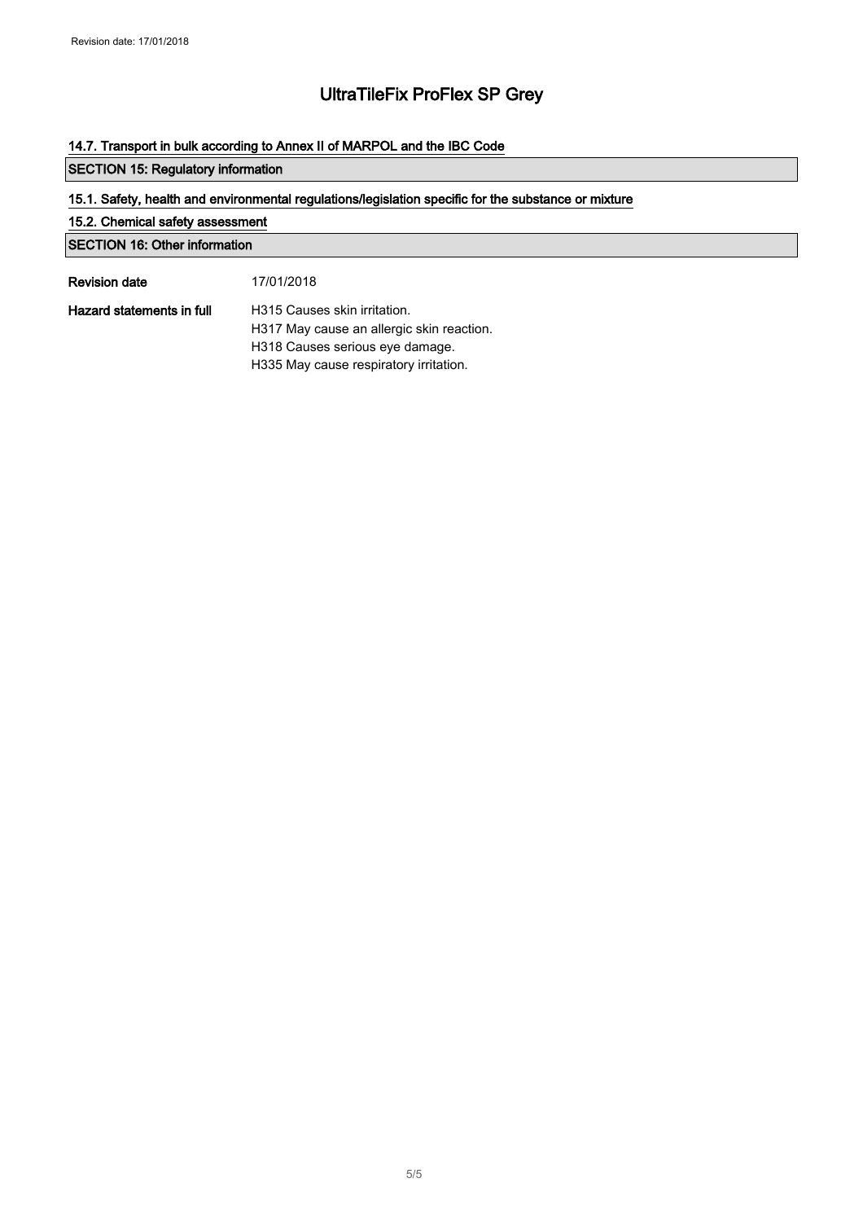### 14.7. Transport in bulk according to Annex II of MARPOL and the IBC Code

## SECTION 15: Regulatory information

### 15.1. Safety, health and environmental regulations/legislation specific for the substance or mixture

### 15.2. Chemical safety assessment

## SECTION 16: Other information

**Revision date** 17/01/2018

**Hazard statements in full**
H315 Causes skin irritation.
H317 May cause an allergic skin reaction.
H318 Causes serious eye damage.
H335 May cause respiratory irritation.